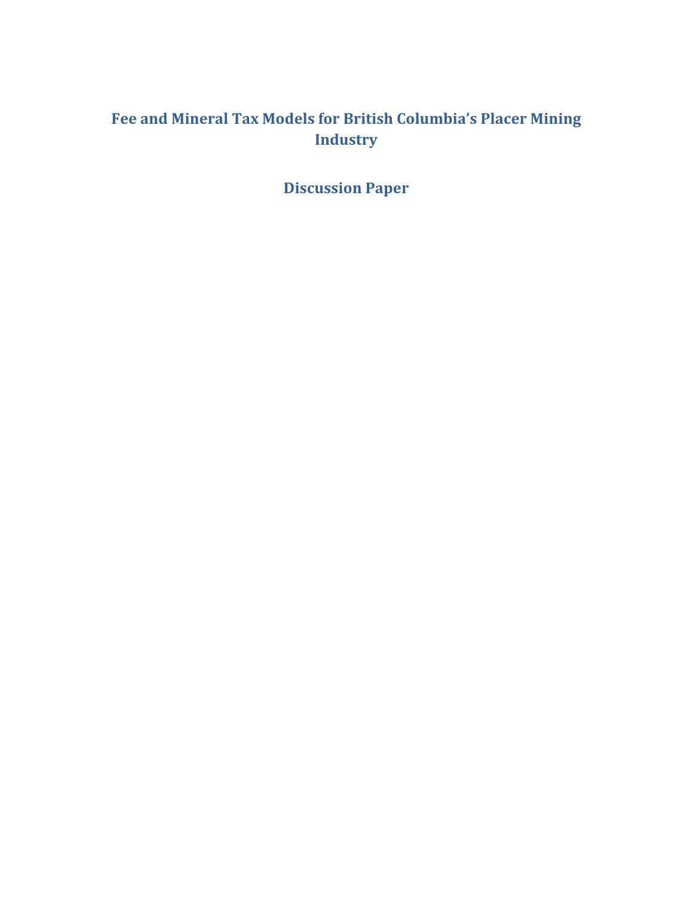# Fee and Mineral Tax Models for British Columbia's Placer Mining Industry

## Discussion Paper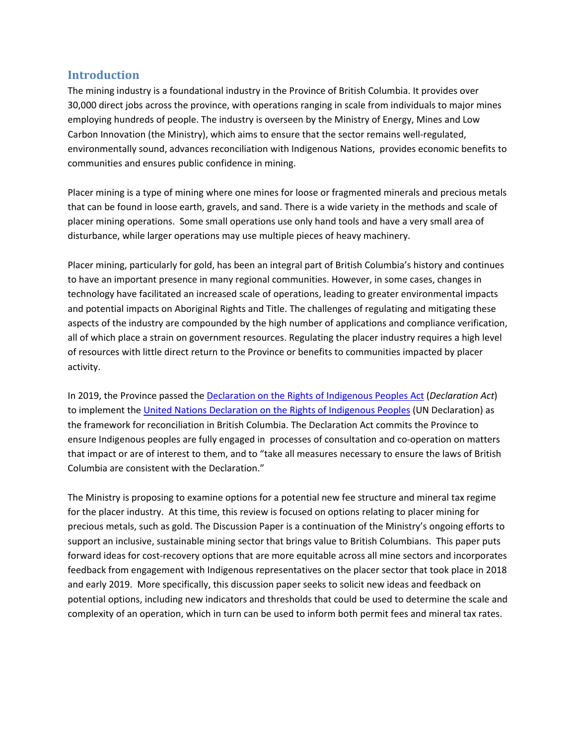## Introduction

The mining industry is a foundational industry in the Province of British Columbia. It provides over 30,000 direct jobs across the province, with operations ranging in scale from individuals to major mines employing hundreds of people. The industry is overseen by the Ministry of Energy, Mines and Low Carbon Innovation (the Ministry), which aims to ensure that the sector remains well-regulated, environmentally sound, advances reconciliation with Indigenous Nations, provides economic benefits to communities and ensures public confidence in mining.

Placer mining is a type of mining where one mines for loose or fragmented minerals and precious metals that can be found in loose earth, gravels, and sand. There is a wide variety in the methods and scale of placer mining operations. Some small operations use only hand tools and have a very small area of disturbance, while larger operations may use multiple pieces of heavy machinery.

Placer mining, particularly for gold, has been an integral part of British Columbia's history and continues to have an important presence in many regional communities. However, in some cases, changes in technology have facilitated an increased scale of operations, leading to greater environmental impacts and potential impacts on Aboriginal Rights and Title. The challenges of regulating and mitigating these aspects of the industry are compounded by the high number of applications and compliance verification, all of which place a strain on government resources. Regulating the placer industry requires a high level of resources with little direct return to the Province or benefits to communities impacted by placer activity.

In 2019, the Province passed the [Declaration on the Rights of Indigenous Peoples Act](#) (*Declaration Act*) to implement the [United Nations Declaration on the Rights of Indigenous Peoples](#) (UN Declaration) as the framework for reconciliation in British Columbia. The Declaration Act commits the Province to ensure Indigenous peoples are fully engaged in processes of consultation and co-operation on matters that impact or are of interest to them, and to "take all measures necessary to ensure the laws of British Columbia are consistent with the Declaration."

The Ministry is proposing to examine options for a potential new fee structure and mineral tax regime for the placer industry. At this time, this review is focused on options relating to placer mining for precious metals, such as gold. The Discussion Paper is a continuation of the Ministry's ongoing efforts to support an inclusive, sustainable mining sector that brings value to British Columbians. This paper puts forward ideas for cost-recovery options that are more equitable across all mine sectors and incorporates feedback from engagement with Indigenous representatives on the placer sector that took place in 2018 and early 2019. More specifically, this discussion paper seeks to solicit new ideas and feedback on potential options, including new indicators and thresholds that could be used to determine the scale and complexity of an operation, which in turn can be used to inform both permit fees and mineral tax rates.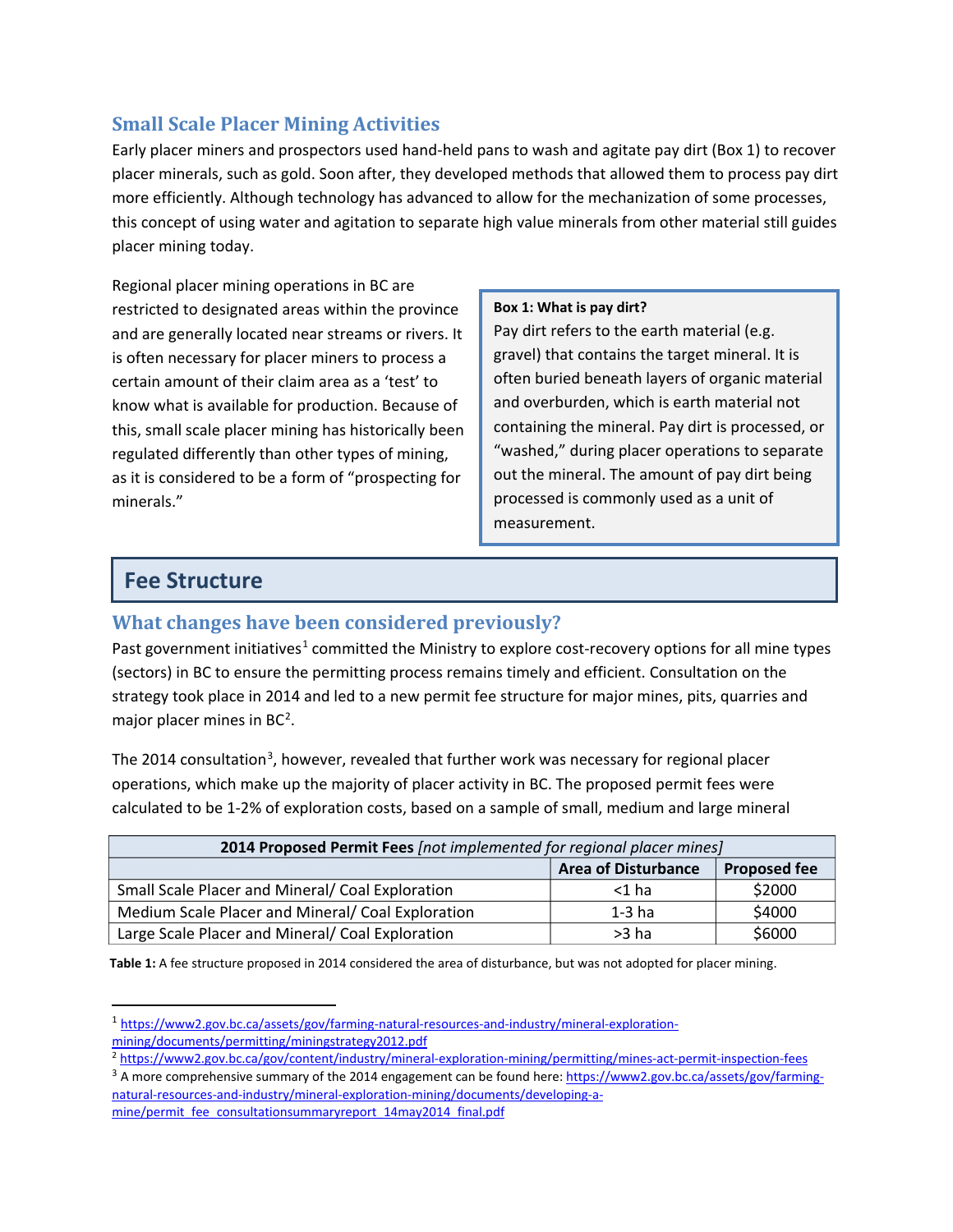## Small Scale Placer Mining Activities

Early placer miners and prospectors used hand-held pans to wash and agitate pay dirt (Box 1) to recover placer minerals, such as gold. Soon after, they developed methods that allowed them to process pay dirt more efficiently. Although technology has advanced to allow for the mechanization of some processes, this concept of using water and agitation to separate high value minerals from other material still guides placer mining today.

Regional placer mining operations in BC are restricted to designated areas within the province and are generally located near streams or rivers. It is often necessary for placer miners to process a certain amount of their claim area as a 'test' to know what is available for production. Because of this, small scale placer mining has historically been regulated differently than other types of mining, as it is considered to be a form of "prospecting for minerals."

> **Box 1: What is pay dirt?**
> Pay dirt refers to the earth material (e.g. gravel) that contains the target mineral. It is often buried beneath layers of organic material and overburden, which is earth material not containing the mineral. Pay dirt is processed, or "washed," during placer operations to separate out the mineral. The amount of pay dirt being processed is commonly used as a unit of measurement.

# Fee Structure

## What changes have been considered previously?

Past government initiatives[1] committed the Ministry to explore cost-recovery options for all mine types (sectors) in BC to ensure the permitting process remains timely and efficient. Consultation on the strategy took place in 2014 and led to a new permit fee structure for major mines, pits, quarries and major placer mines in BC[2].

The 2014 consultation[3], however, revealed that further work was necessary for regional placer operations, which make up the majority of placer activity in BC. The proposed permit fees were calculated to be 1-2% of exploration costs, based on a sample of small, medium and large mineral

| **2014 Proposed Permit Fees** *[not implemented for regional placer mines]* | | |
|---|---|---|
| | **Area of Disturbance** | **Proposed fee** |
| Small Scale Placer and Mineral/ Coal Exploration | <1 ha | $2000 |
| Medium Scale Placer and Mineral/ Coal Exploration | 1-3 ha | $4000 |
| Large Scale Placer and Mineral/ Coal Exploration | >3 ha | $6000 |

**Table 1:** A fee structure proposed in 2014 considered the area of disturbance, but was not adopted for placer mining.

---

[1] https://www2.gov.bc.ca/assets/gov/farming-natural-resources-and-industry/mineral-exploration-mining/documents/permitting/miningstrategy2012.pdf

[2] https://www2.gov.bc.ca/gov/content/industry/mineral-exploration-mining/permitting/mines-act-permit-inspection-fees

[3] A more comprehensive summary of the 2014 engagement can be found here: https://www2.gov.bc.ca/assets/gov/farming-natural-resources-and-industry/mineral-exploration-mining/documents/developing-a-mine/permit_fee_consultationsummaryreport_14may2014_final.pdf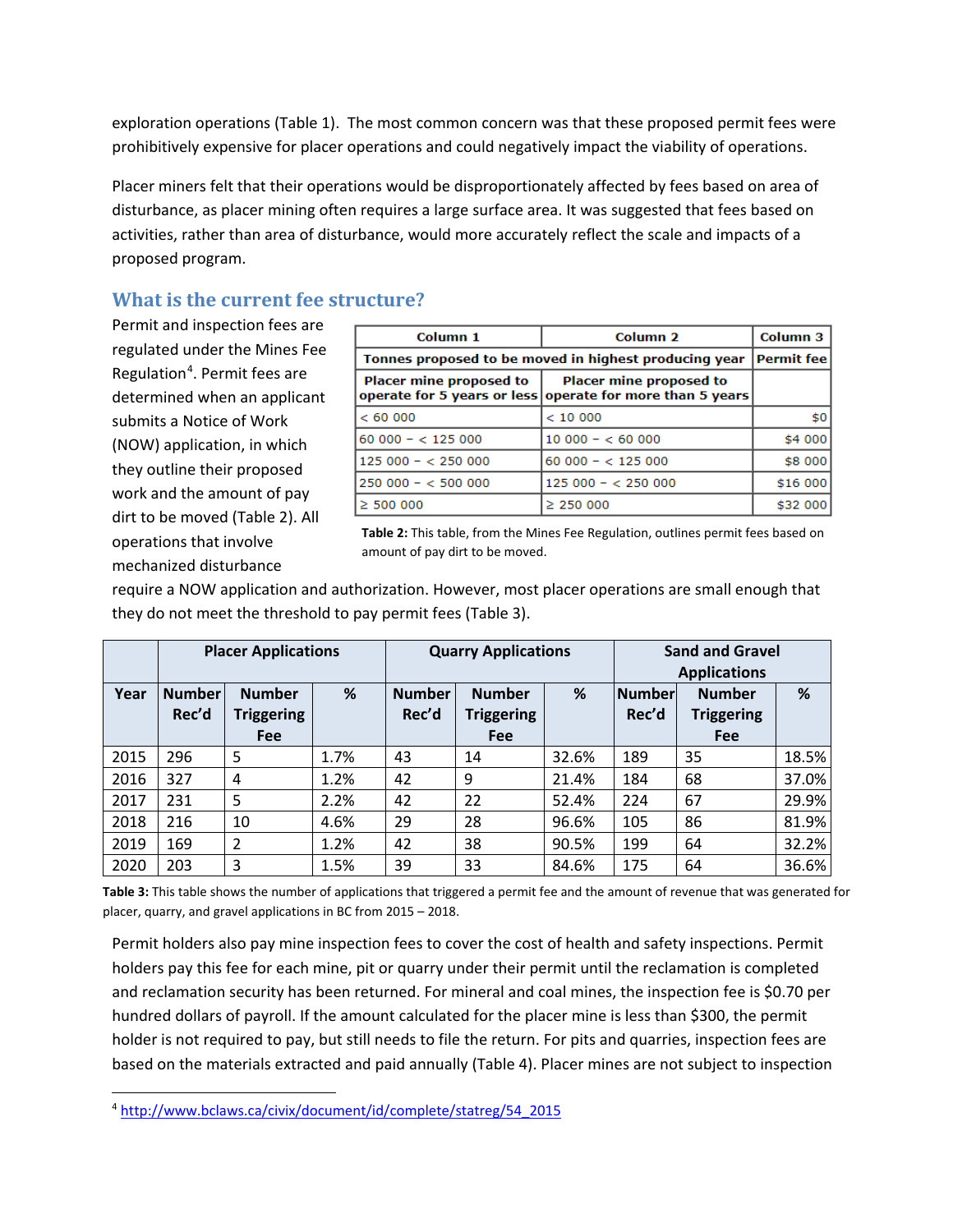exploration operations (Table 1). The most common concern was that these proposed permit fees were prohibitively expensive for placer operations and could negatively impact the viability of operations.

Placer miners felt that their operations would be disproportionately affected by fees based on area of disturbance, as placer mining often requires a large surface area. It was suggested that fees based on activities, rather than area of disturbance, would more accurately reflect the scale and impacts of a proposed program.

## What is the current fee structure?

Permit and inspection fees are regulated under the Mines Fee Regulation[4]. Permit fees are determined when an applicant submits a Notice of Work (NOW) application, in which they outline their proposed work and the amount of pay dirt to be moved (Table 2). All operations that involve mechanized disturbance require a NOW application and authorization. However, most placer operations are small enough that they do not meet the threshold to pay permit fees (Table 3).

| Column 1 | Column 2 | Column 3 |
|---|---|---|
| Tonnes proposed to be moved in highest producing year | | Permit fee |
| Placer mine proposed to operate for 5 years or less | Placer mine proposed to operate for more than 5 years | |
| < 60 000 | < 10 000 | $0 |
| 60 000 – < 125 000 | 10 000 – < 60 000 | $4 000 |
| 125 000 – < 250 000 | 60 000 – < 125 000 | $8 000 |
| 250 000 – < 500 000 | 125 000 – < 250 000 | $16 000 |
| ≥ 500 000 | ≥ 250 000 | $32 000 |

**Table 2:** This table, from the Mines Fee Regulation, outlines permit fees based on amount of pay dirt to be moved.

| | Placer Applications | | | Quarry Applications | | | Sand and Gravel Applications | | |
|---|---|---|---|---|---|---|---|---|---|
| Year | Number Rec'd | Number Triggering Fee | % | Number Rec'd | Number Triggering Fee | % | Number Rec'd | Number Triggering Fee | % |
| 2015 | 296 | 5 | 1.7% | 43 | 14 | 32.6% | 189 | 35 | 18.5% |
| 2016 | 327 | 4 | 1.2% | 42 | 9 | 21.4% | 184 | 68 | 37.0% |
| 2017 | 231 | 5 | 2.2% | 42 | 22 | 52.4% | 224 | 67 | 29.9% |
| 2018 | 216 | 10 | 4.6% | 29 | 28 | 96.6% | 105 | 86 | 81.9% |
| 2019 | 169 | 2 | 1.2% | 42 | 38 | 90.5% | 199 | 64 | 32.2% |
| 2020 | 203 | 3 | 1.5% | 39 | 33 | 84.6% | 175 | 64 | 36.6% |

**Table 3:** This table shows the number of applications that triggered a permit fee and the amount of revenue that was generated for placer, quarry, and gravel applications in BC from 2015 – 2018.

Permit holders also pay mine inspection fees to cover the cost of health and safety inspections. Permit holders pay this fee for each mine, pit or quarry under their permit until the reclamation is completed and reclamation security has been returned. For mineral and coal mines, the inspection fee is $0.70 per hundred dollars of payroll. If the amount calculated for the placer mine is less than $300, the permit holder is not required to pay, but still needs to file the return. For pits and quarries, inspection fees are based on the materials extracted and paid annually (Table 4). Placer mines are not subject to inspection

[4] http://www.bclaws.ca/civix/document/id/complete/statreg/54_2015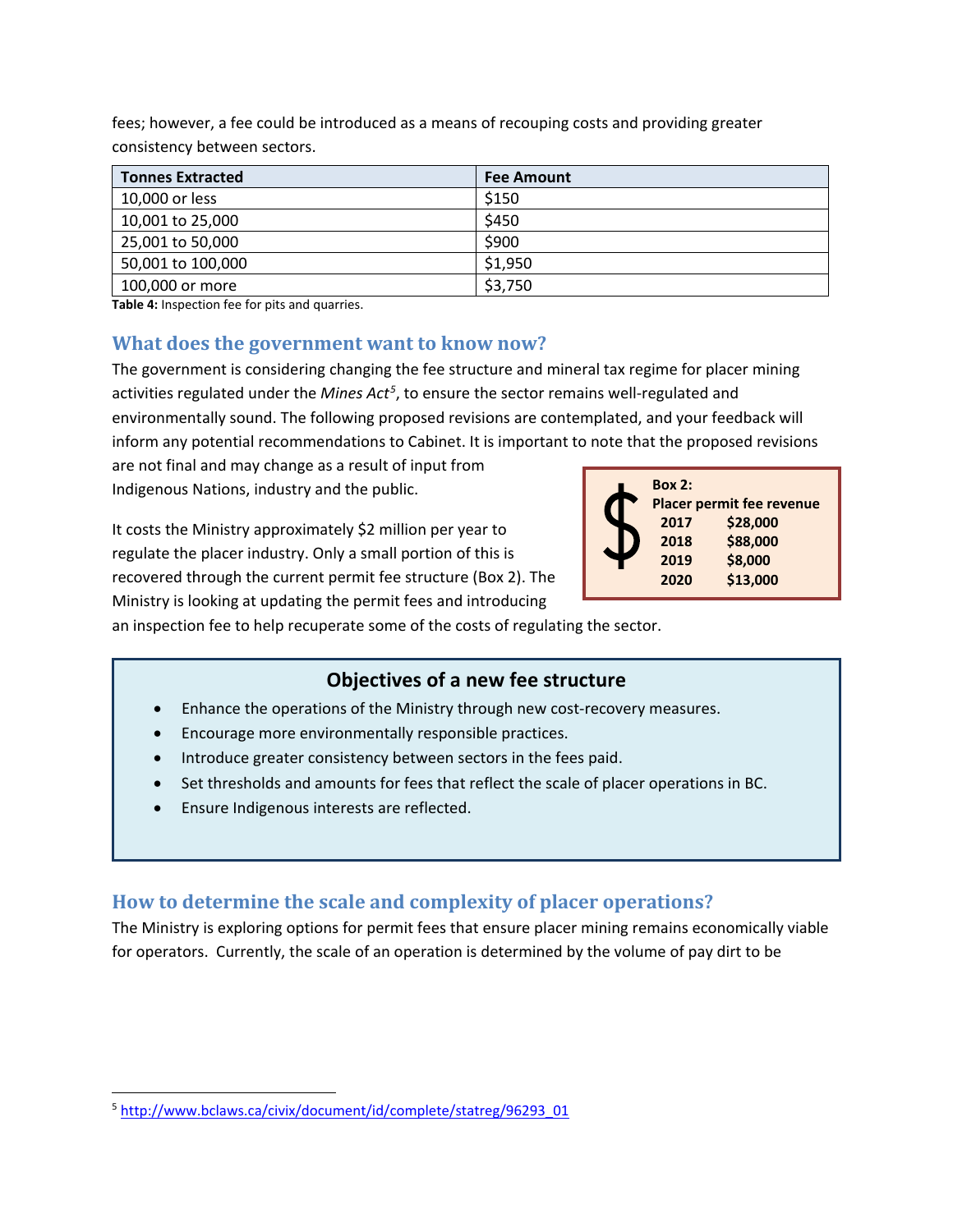fees; however, a fee could be introduced as a means of recouping costs and providing greater consistency between sectors.

| Tonnes Extracted | Fee Amount |
| --- | --- |
| 10,000 or less | $150 |
| 10,001 to 25,000 | $450 |
| 25,001 to 50,000 | $900 |
| 50,001 to 100,000 | $1,950 |
| 100,000 or more | $3,750 |

**Table 4:** Inspection fee for pits and quarries.

## What does the government want to know now?

The government is considering changing the fee structure and mineral tax regime for placer mining activities regulated under the *Mines Act*[5], to ensure the sector remains well-regulated and environmentally sound. The following proposed revisions are contemplated, and your feedback will inform any potential recommendations to Cabinet. It is important to note that the proposed revisions are not final and may change as a result of input from Indigenous Nations, industry and the public.

It costs the Ministry approximately $2 million per year to regulate the placer industry. Only a small portion of this is recovered through the current permit fee structure (Box 2). The Ministry is looking at updating the permit fees and introducing an inspection fee to help recuperate some of the costs of regulating the sector.

**Box 2:**
**Placer permit fee revenue**

| | |
| --- | --- |
| **2017** | **$28,000** |
| **2018** | **$88,000** |
| **2019** | **$8,000** |
| **2020** | **$13,000** |

### Objectives of a new fee structure

- Enhance the operations of the Ministry through new cost-recovery measures.
- Encourage more environmentally responsible practices.
- Introduce greater consistency between sectors in the fees paid.
- Set thresholds and amounts for fees that reflect the scale of placer operations in BC.
- Ensure Indigenous interests are reflected.

## How to determine the scale and complexity of placer operations?

The Ministry is exploring options for permit fees that ensure placer mining remains economically viable for operators. Currently, the scale of an operation is determined by the volume of pay dirt to be

[5] http://www.bclaws.ca/civix/document/id/complete/statreg/96293_01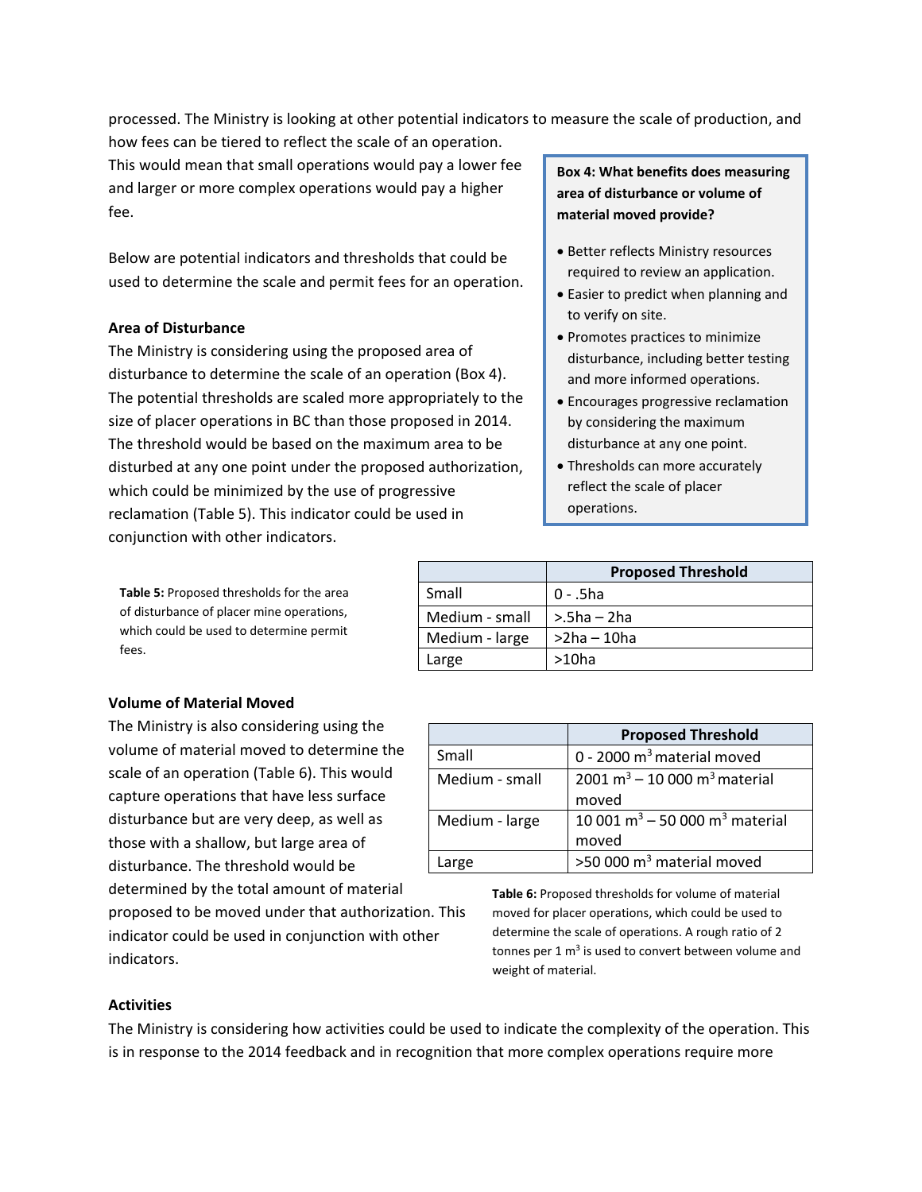processed. The Ministry is looking at other potential indicators to measure the scale of production, and how fees can be tiered to reflect the scale of an operation. This would mean that small operations would pay a lower fee and larger or more complex operations would pay a higher fee.

Below are potential indicators and thresholds that could be used to determine the scale and permit fees for an operation.

**Box 4: What benefits does measuring area of disturbance or volume of material moved provide?**

- Better reflects Ministry resources required to review an application.
- Easier to predict when planning and to verify on site.
- Promotes practices to minimize disturbance, including better testing and more informed operations.
- Encourages progressive reclamation by considering the maximum disturbance at any one point.
- Thresholds can more accurately reflect the scale of placer operations.

### Area of Disturbance

The Ministry is considering using the proposed area of disturbance to determine the scale of an operation (Box 4). The potential thresholds are scaled more appropriately to the size of placer operations in BC than those proposed in 2014. The threshold would be based on the maximum area to be disturbed at any one point under the proposed authorization, which could be minimized by the use of progressive reclamation (Table 5). This indicator could be used in conjunction with other indicators.

**Table 5:** Proposed thresholds for the area of disturbance of placer mine operations, which could be used to determine permit fees.

| | Proposed Threshold |
|---|---|
| Small | 0 - .5ha |
| Medium - small | >.5ha – 2ha |
| Medium - large | >2ha – 10ha |
| Large | >10ha |

### Volume of Material Moved

The Ministry is also considering using the volume of material moved to determine the scale of an operation (Table 6). This would capture operations that have less surface disturbance but are very deep, as well as those with a shallow, but large area of disturbance. The threshold would be determined by the total amount of material proposed to be moved under that authorization. This indicator could be used in conjunction with other indicators.

| | Proposed Threshold |
|---|---|
| Small | 0 - 2000 $m^3$ material moved |
| Medium - small | 2001 $m^3$ – 10 000 $m^3$ material moved |
| Medium - large | 10 001 $m^3$ – 50 000 $m^3$ material moved |
| Large | >50 000 $m^3$ material moved |

**Table 6:** Proposed thresholds for volume of material moved for placer operations, which could be used to determine the scale of operations. A rough ratio of 2 tonnes per 1 $m^3$ is used to convert between volume and weight of material.

### Activities

The Ministry is considering how activities could be used to indicate the complexity of the operation. This is in response to the 2014 feedback and in recognition that more complex operations require more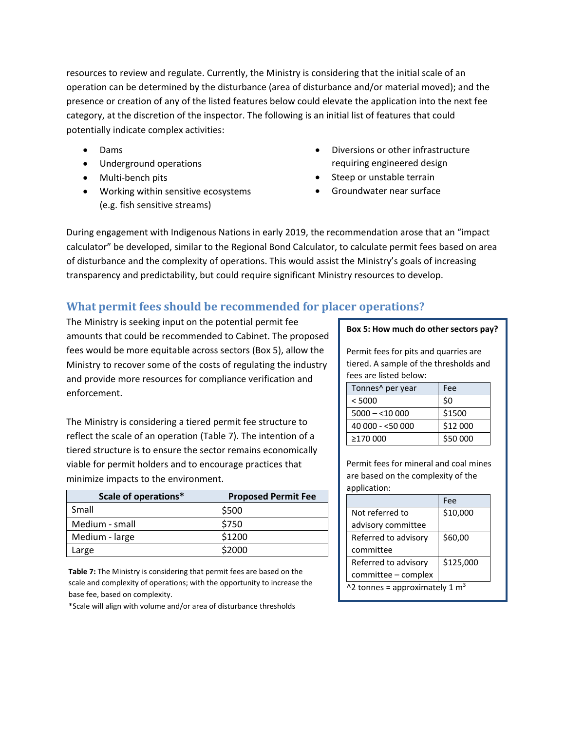resources to review and regulate. Currently, the Ministry is considering that the initial scale of an operation can be determined by the disturbance (area of disturbance and/or material moved); and the presence or creation of any of the listed features below could elevate the application into the next fee category, at the discretion of the inspector. The following is an initial list of features that could potentially indicate complex activities:

- Dams
- Underground operations
- Multi-bench pits
- Working within sensitive ecosystems (e.g. fish sensitive streams)
- Diversions or other infrastructure requiring engineered design
- Steep or unstable terrain
- Groundwater near surface

During engagement with Indigenous Nations in early 2019, the recommendation arose that an "impact calculator" be developed, similar to the Regional Bond Calculator, to calculate permit fees based on area of disturbance and the complexity of operations. This would assist the Ministry's goals of increasing transparency and predictability, but could require significant Ministry resources to develop.

## What permit fees should be recommended for placer operations?

The Ministry is seeking input on the potential permit fee amounts that could be recommended to Cabinet. The proposed fees would be more equitable across sectors (Box 5), allow the Ministry to recover some of the costs of regulating the industry and provide more resources for compliance verification and enforcement.

The Ministry is considering a tiered permit fee structure to reflect the scale of an operation (Table 7). The intention of a tiered structure is to ensure the sector remains economically viable for permit holders and to encourage practices that minimize impacts to the environment.

| Scale of operations* | Proposed Permit Fee |
|---|---|
| Small | $500 |
| Medium - small | $750 |
| Medium - large | $1200 |
| Large | $2000 |

**Table 7:** The Ministry is considering that permit fees are based on the scale and complexity of operations; with the opportunity to increase the base fee, based on complexity.

*Scale will align with volume and/or area of disturbance thresholds

**Box 5: How much do other sectors pay?**

Permit fees for pits and quarries are tiered. A sample of the thresholds and fees are listed below:

| Tonnes^ per year | Fee |
|---|---|
| < 5000 | $0 |
| 5000 – <10 000 | $1500 |
| 40 000 - <50 000 | $12 000 |
| ≥170 000 | $50 000 |

Permit fees for mineral and coal mines are based on the complexity of the application:

| | Fee |
|---|---|
| Not referred to advisory committee | $10,000 |
| Referred to advisory committee | $60,00 |
| Referred to advisory committee – complex | $125,000 |

^2 tonnes = approximately 1 $m^3$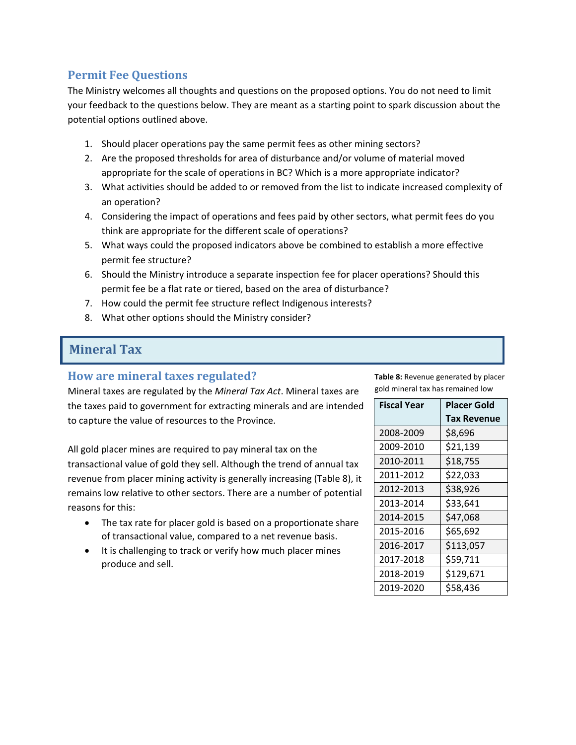## Permit Fee Questions

The Ministry welcomes all thoughts and questions on the proposed options. You do not need to limit your feedback to the questions below. They are meant as a starting point to spark discussion about the potential options outlined above.

1. Should placer operations pay the same permit fees as other mining sectors?
2. Are the proposed thresholds for area of disturbance and/or volume of material moved appropriate for the scale of operations in BC? Which is a more appropriate indicator?
3. What activities should be added to or removed from the list to indicate increased complexity of an operation?
4. Considering the impact of operations and fees paid by other sectors, what permit fees do you think are appropriate for the different scale of operations?
5. What ways could the proposed indicators above be combined to establish a more effective permit fee structure?
6. Should the Ministry introduce a separate inspection fee for placer operations? Should this permit fee be a flat rate or tiered, based on the area of disturbance?
7. How could the permit fee structure reflect Indigenous interests?
8. What other options should the Ministry consider?

# Mineral Tax

## How are mineral taxes regulated?

Mineral taxes are regulated by the *Mineral Tax Act*. Mineral taxes are the taxes paid to government for extracting minerals and are intended to capture the value of resources to the Province.

All gold placer mines are required to pay mineral tax on the transactional value of gold they sell. Although the trend of annual tax revenue from placer mining activity is generally increasing (Table 8), it remains low relative to other sectors. There are a number of potential reasons for this:

- The tax rate for placer gold is based on a proportionate share of transactional value, compared to a net revenue basis.
- It is challenging to track or verify how much placer mines produce and sell.

**Table 8:** Revenue generated by placer gold mineral tax has remained low

| Fiscal Year | Placer Gold Tax Revenue |
|---|---|
| 2008-2009 | $8,696 |
| 2009-2010 | $21,139 |
| 2010-2011 | $18,755 |
| 2011-2012 | $22,033 |
| 2012-2013 | $38,926 |
| 2013-2014 | $33,641 |
| 2014-2015 | $47,068 |
| 2015-2016 | $65,692 |
| 2016-2017 | $113,057 |
| 2017-2018 | $59,711 |
| 2018-2019 | $129,671 |
| 2019-2020 | $58,436 |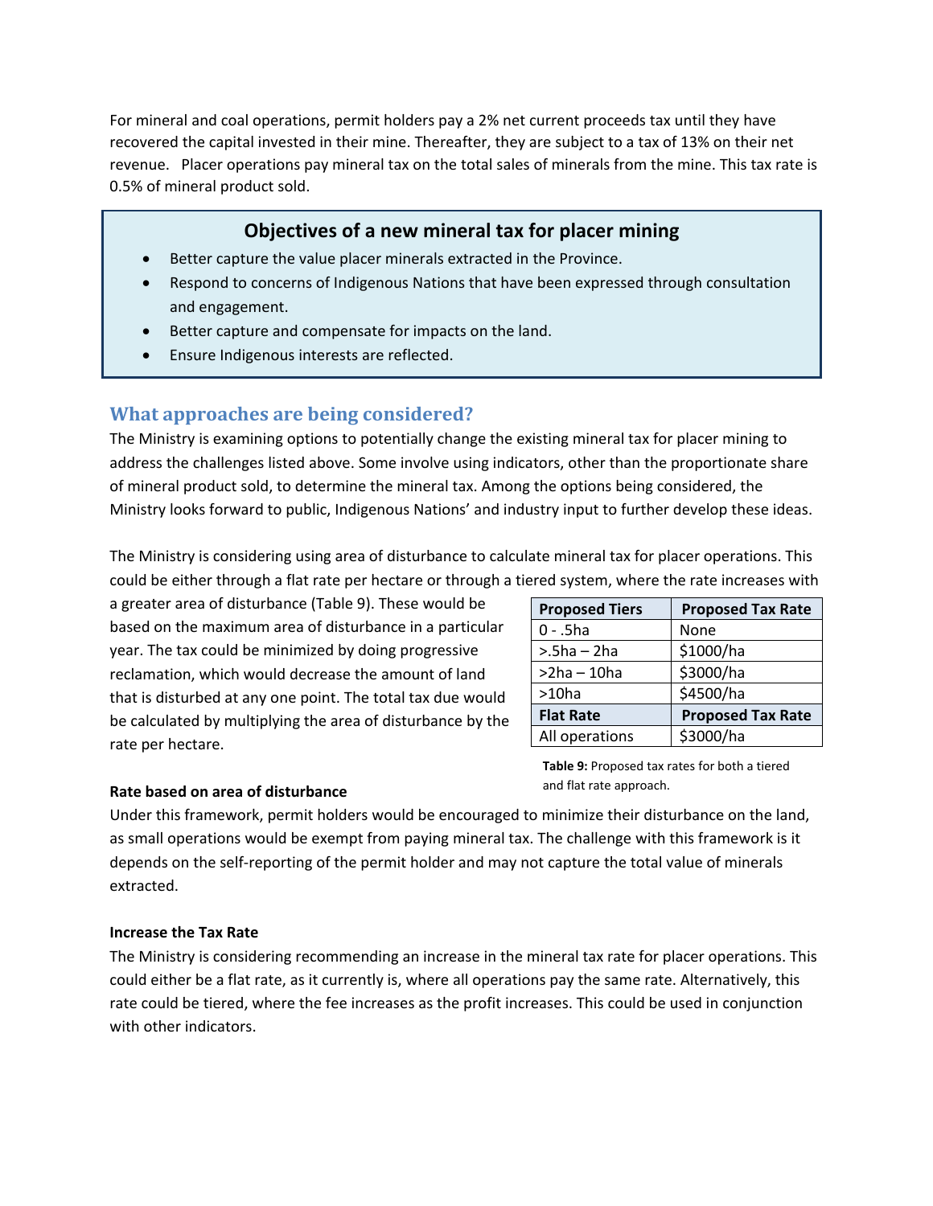For mineral and coal operations, permit holders pay a 2% net current proceeds tax until they have recovered the capital invested in their mine. Thereafter, they are subject to a tax of 13% on their net revenue. Placer operations pay mineral tax on the total sales of minerals from the mine. This tax rate is 0.5% of mineral product sold.

### Objectives of a new mineral tax for placer mining

- Better capture the value placer minerals extracted in the Province.
- Respond to concerns of Indigenous Nations that have been expressed through consultation and engagement.
- Better capture and compensate for impacts on the land.
- Ensure Indigenous interests are reflected.

## What approaches are being considered?

The Ministry is examining options to potentially change the existing mineral tax for placer mining to address the challenges listed above. Some involve using indicators, other than the proportionate share of mineral product sold, to determine the mineral tax. Among the options being considered, the Ministry looks forward to public, Indigenous Nations' and industry input to further develop these ideas.

The Ministry is considering using area of disturbance to calculate mineral tax for placer operations. This could be either through a flat rate per hectare or through a tiered system, where the rate increases with a greater area of disturbance (Table 9). These would be based on the maximum area of disturbance in a particular year. The tax could be minimized by doing progressive reclamation, which would decrease the amount of land that is disturbed at any one point. The total tax due would be calculated by multiplying the area of disturbance by the rate per hectare.

| Proposed Tiers | Proposed Tax Rate |
|---|---|
| 0 - .5ha | None |
| >.5ha – 2ha | $1000/ha |
| >2ha – 10ha | $3000/ha |
| >10ha | $4500/ha |
| **Flat Rate** | **Proposed Tax Rate** |
| All operations | $3000/ha |

**Table 9:** Proposed tax rates for both a tiered and flat rate approach.

**Rate based on area of disturbance**

Under this framework, permit holders would be encouraged to minimize their disturbance on the land, as small operations would be exempt from paying mineral tax. The challenge with this framework is it depends on the self-reporting of the permit holder and may not capture the total value of minerals extracted.

**Increase the Tax Rate**

The Ministry is considering recommending an increase in the mineral tax rate for placer operations. This could either be a flat rate, as it currently is, where all operations pay the same rate. Alternatively, this rate could be tiered, where the fee increases as the profit increases. This could be used in conjunction with other indicators.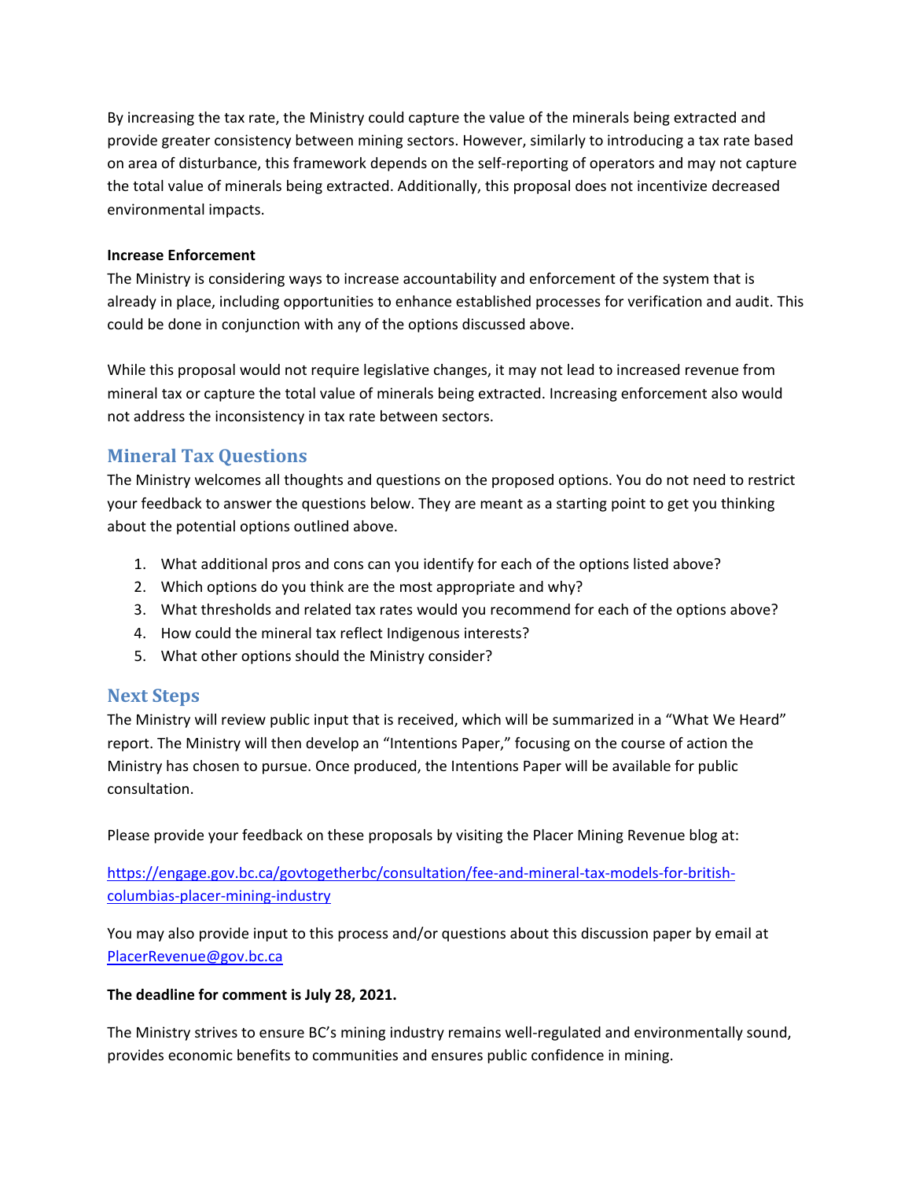By increasing the tax rate, the Ministry could capture the value of the minerals being extracted and provide greater consistency between mining sectors. However, similarly to introducing a tax rate based on area of disturbance, this framework depends on the self-reporting of operators and may not capture the total value of minerals being extracted. Additionally, this proposal does not incentivize decreased environmental impacts.

**Increase Enforcement**

The Ministry is considering ways to increase accountability and enforcement of the system that is already in place, including opportunities to enhance established processes for verification and audit. This could be done in conjunction with any of the options discussed above.

While this proposal would not require legislative changes, it may not lead to increased revenue from mineral tax or capture the total value of minerals being extracted. Increasing enforcement also would not address the inconsistency in tax rate between sectors.

## Mineral Tax Questions

The Ministry welcomes all thoughts and questions on the proposed options. You do not need to restrict your feedback to answer the questions below. They are meant as a starting point to get you thinking about the potential options outlined above.

1. What additional pros and cons can you identify for each of the options listed above?
2. Which options do you think are the most appropriate and why?
3. What thresholds and related tax rates would you recommend for each of the options above?
4. How could the mineral tax reflect Indigenous interests?
5. What other options should the Ministry consider?

## Next Steps

The Ministry will review public input that is received, which will be summarized in a "What We Heard" report. The Ministry will then develop an "Intentions Paper," focusing on the course of action the Ministry has chosen to pursue. Once produced, the Intentions Paper will be available for public consultation.

Please provide your feedback on these proposals by visiting the Placer Mining Revenue blog at:

[https://engage.gov.bc.ca/govtogetherbc/consultation/fee-and-mineral-tax-models-for-british-columbias-placer-mining-industry](https://engage.gov.bc.ca/govtogetherbc/consultation/fee-and-mineral-tax-models-for-british-columbias-placer-mining-industry)

You may also provide input to this process and/or questions about this discussion paper by email at [PlacerRevenue@gov.bc.ca](mailto:PlacerRevenue@gov.bc.ca)

**The deadline for comment is July 28, 2021.**

The Ministry strives to ensure BC's mining industry remains well-regulated and environmentally sound, provides economic benefits to communities and ensures public confidence in mining.